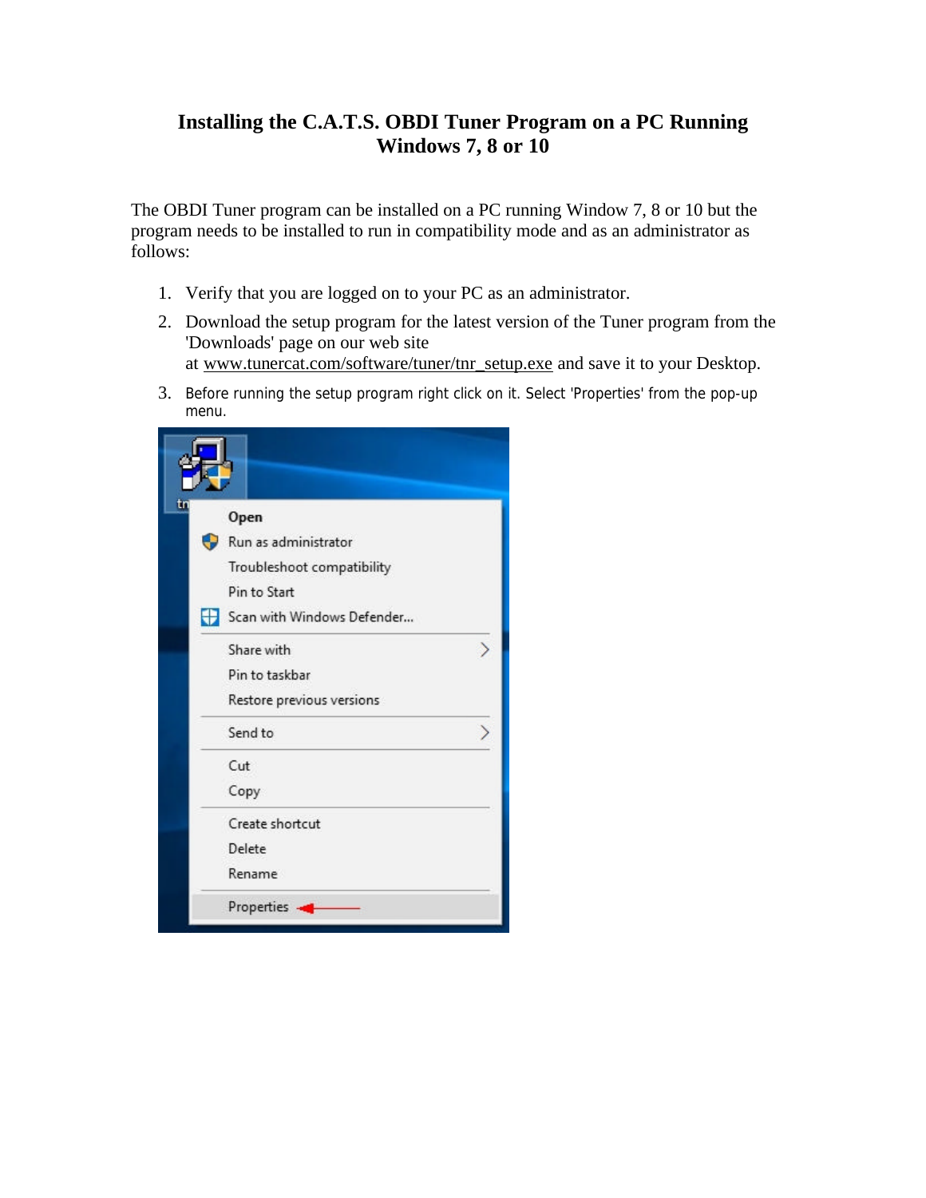# Installing the C.A.T.S. OBDI Tuner Program on a PC Running Windows 7, 8 or 10

The OBDI Tuner program can be installed on a PC running Window 7, 8 or 10 but the program needs to be installed to run in compatibility mode and as an administrator as follows:

1. Verify that you are logged on to your PC as an administrator.
2. Download the setup program for the latest version of the Tuner program from the 'Downloads' page on our web site at www.tunercat.com/software/tuner/tnr_setup.exe and save it to your Desktop.
3. Before running the setup program right click on it. Select 'Properties' from the pop-up menu.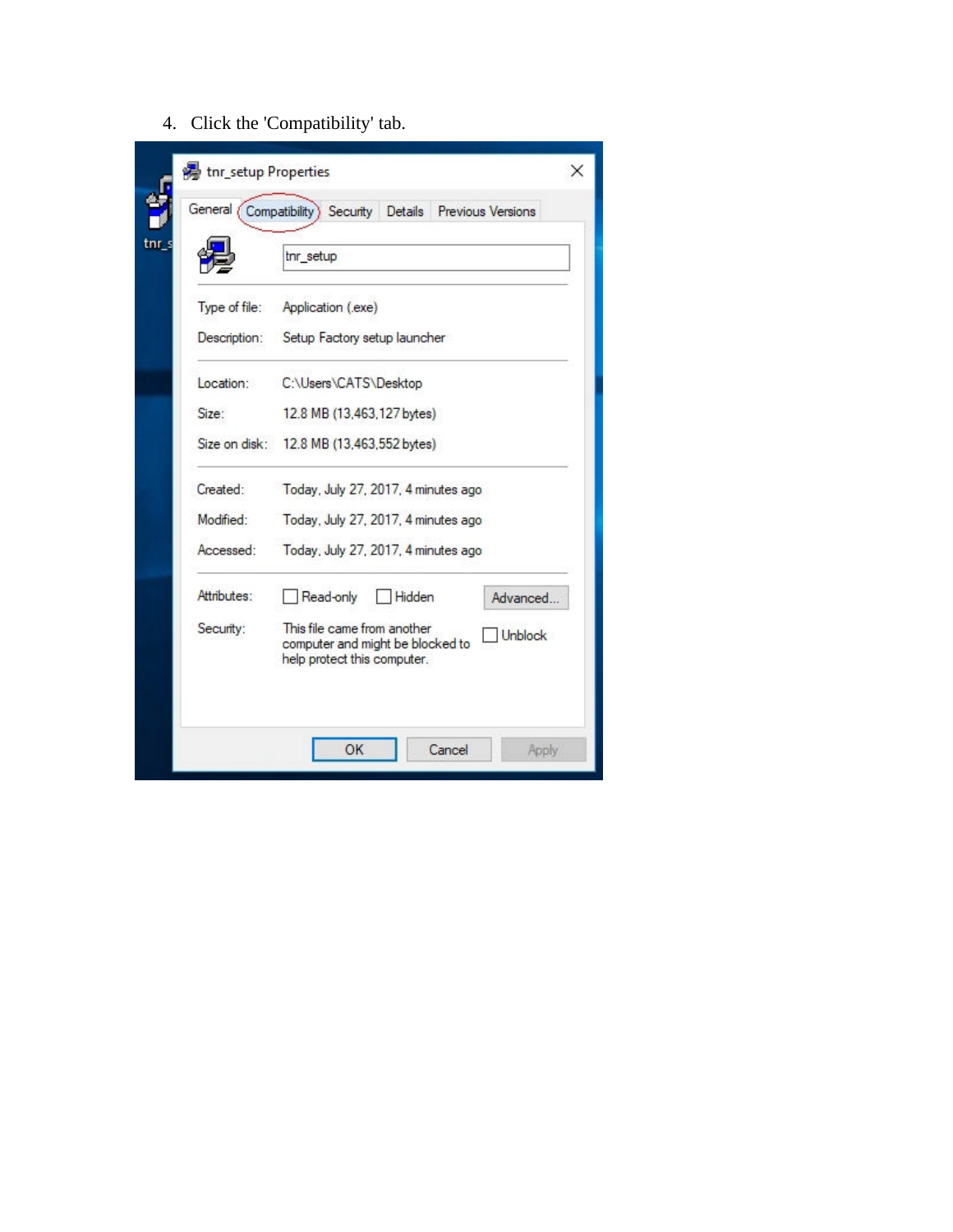4. Click the 'Compatibility' tab.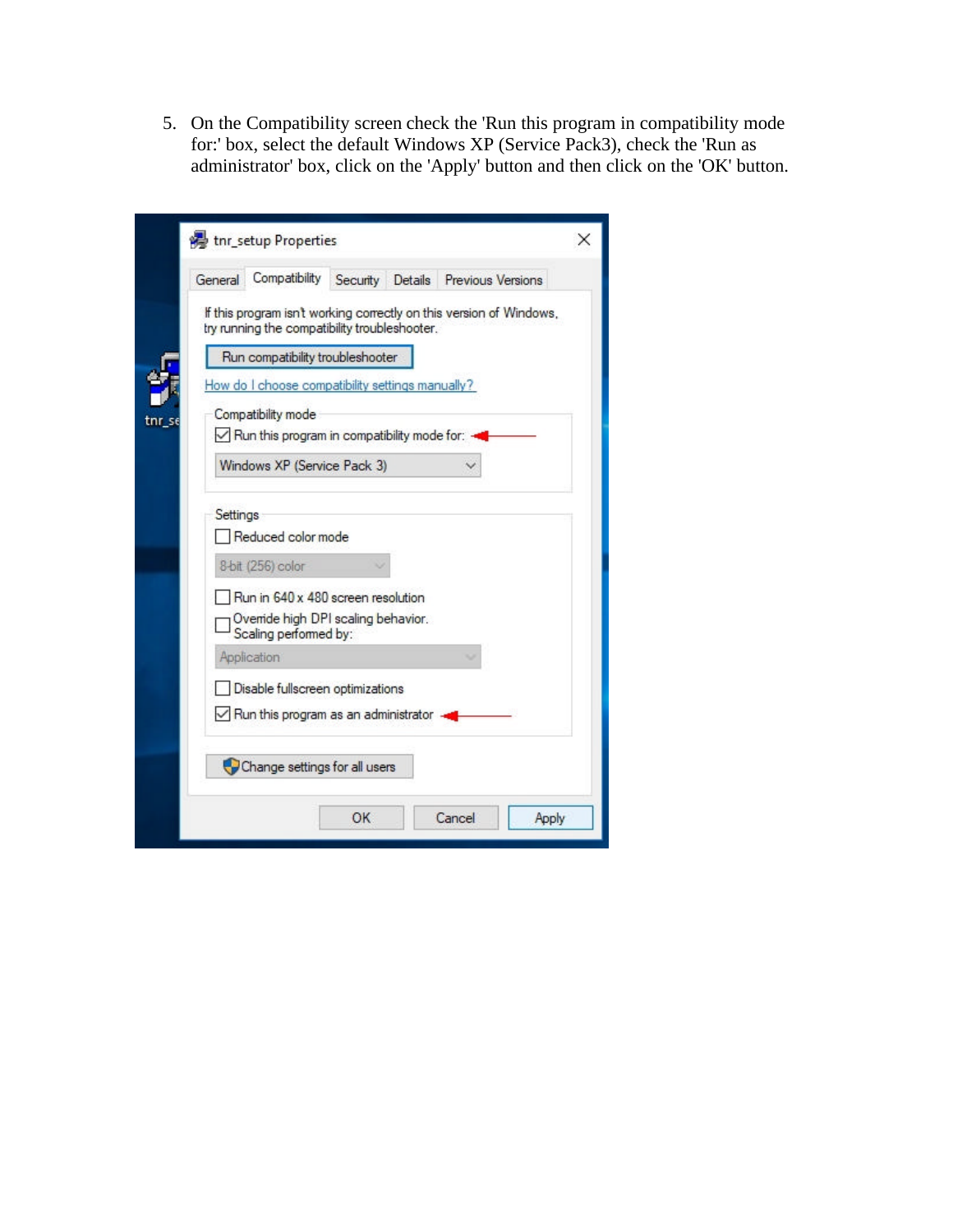5. On the Compatibility screen check the 'Run this program in compatibility mode for:' box, select the default Windows XP (Service Pack3), check the 'Run as administrator' box, click on the 'Apply' button and then click on the 'OK' button.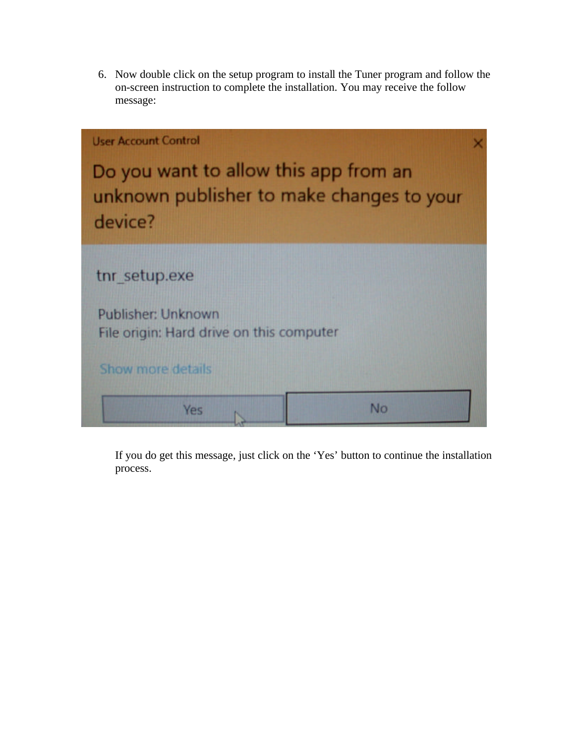6. Now double click on the setup program to install the Tuner program and follow the on-screen instruction to complete the installation. You may receive the follow message:

   If you do get this message, just click on the 'Yes' button to continue the installation process.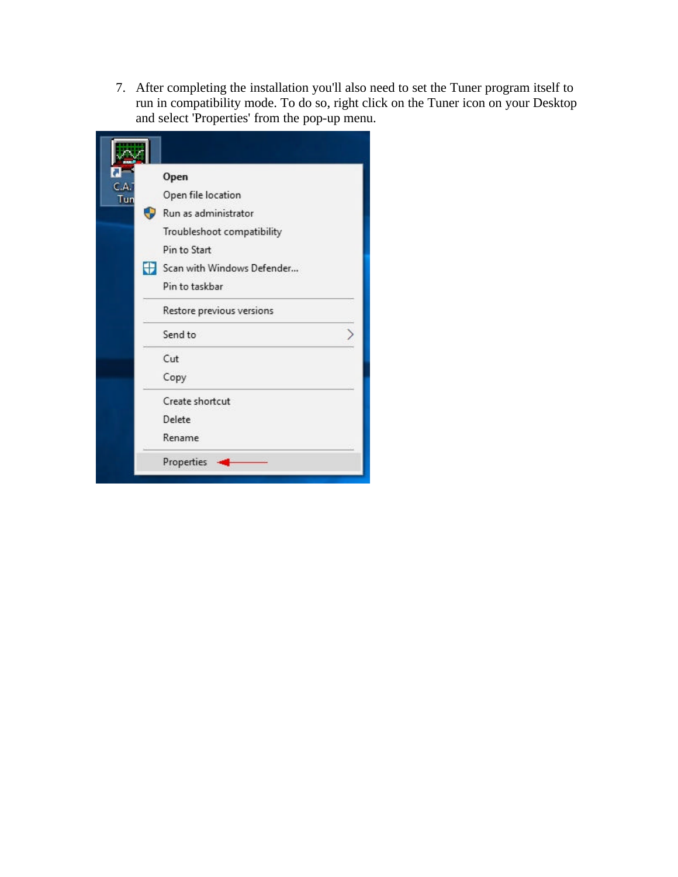7. After completing the installation you'll also need to set the Tuner program itself to run in compatibility mode. To do so, right click on the Tuner icon on your Desktop and select 'Properties' from the pop-up menu.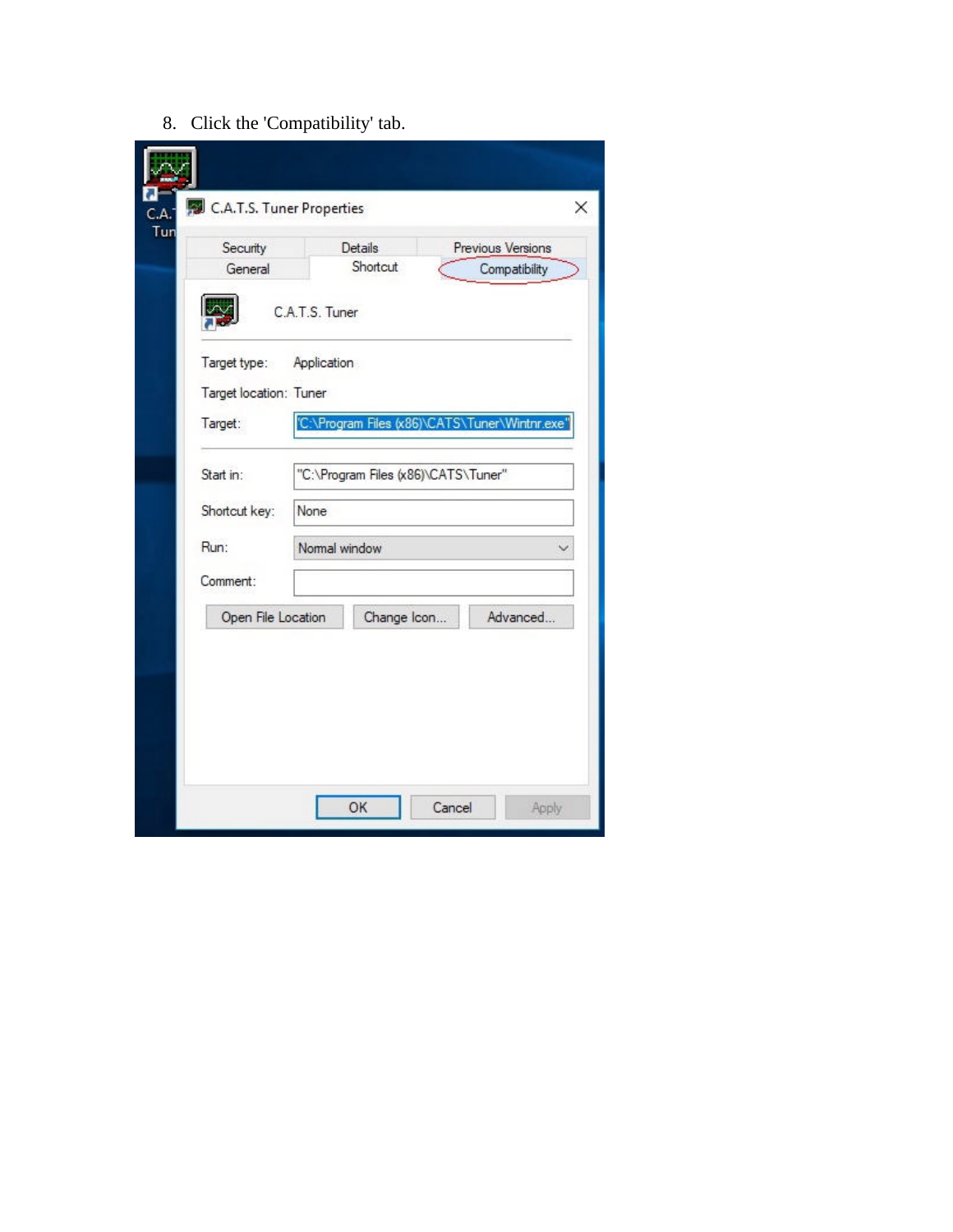8. Click the 'Compatibility' tab.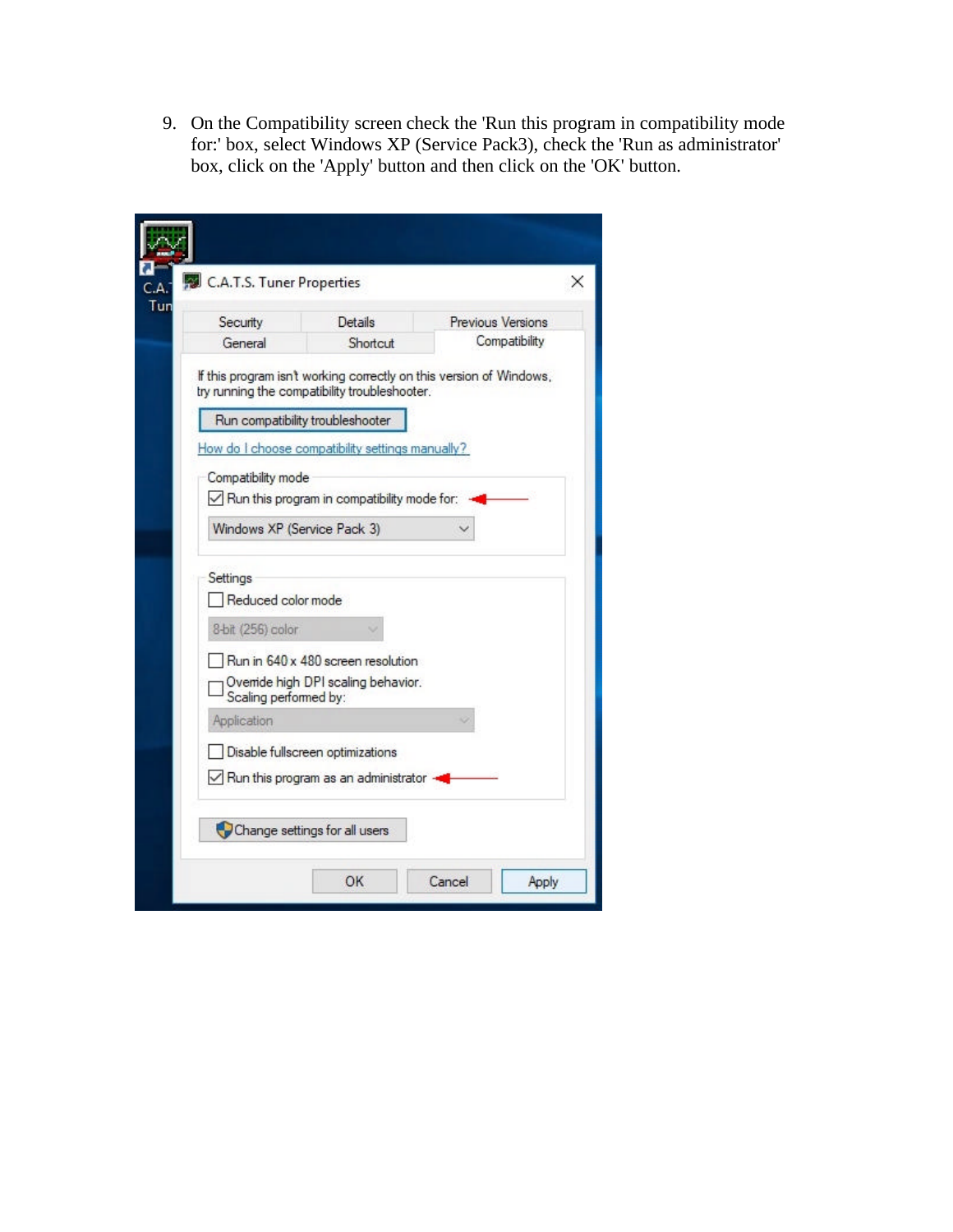9. On the Compatibility screen check the 'Run this program in compatibility mode for:' box, select Windows XP (Service Pack3), check the 'Run as administrator' box, click on the 'Apply' button and then click on the 'OK' button.